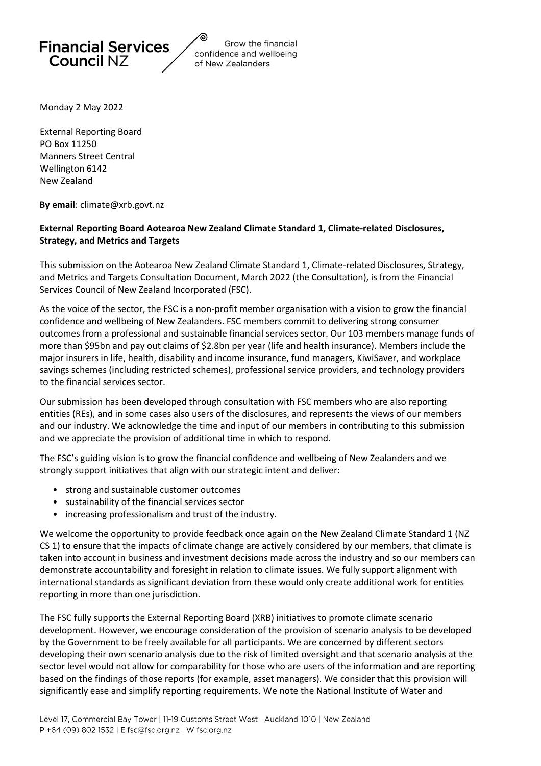**Financial Services Council NZ**

Grow the financial confidence and wellbeing of New Zealanders

Monday 2 May 2022

External Reporting Board
PO Box 11250
Manners Street Central
Wellington 6142
New Zealand

**By email**: climate@xrb.govt.nz

**External Reporting Board Aotearoa New Zealand Climate Standard 1, Climate-related Disclosures, Strategy, and Metrics and Targets**

This submission on the Aotearoa New Zealand Climate Standard 1, Climate-related Disclosures, Strategy, and Metrics and Targets Consultation Document, March 2022 (the Consultation), is from the Financial Services Council of New Zealand Incorporated (FSC).

As the voice of the sector, the FSC is a non-profit member organisation with a vision to grow the financial confidence and wellbeing of New Zealanders. FSC members commit to delivering strong consumer outcomes from a professional and sustainable financial services sector. Our 103 members manage funds of more than $95bn and pay out claims of $2.8bn per year (life and health insurance). Members include the major insurers in life, health, disability and income insurance, fund managers, KiwiSaver, and workplace savings schemes (including restricted schemes), professional service providers, and technology providers to the financial services sector.

Our submission has been developed through consultation with FSC members who are also reporting entities (REs), and in some cases also users of the disclosures, and represents the views of our members and our industry. We acknowledge the time and input of our members in contributing to this submission and we appreciate the provision of additional time in which to respond.

The FSC's guiding vision is to grow the financial confidence and wellbeing of New Zealanders and we strongly support initiatives that align with our strategic intent and deliver:

- strong and sustainable customer outcomes
- sustainability of the financial services sector
- increasing professionalism and trust of the industry.

We welcome the opportunity to provide feedback once again on the New Zealand Climate Standard 1 (NZ CS 1) to ensure that the impacts of climate change are actively considered by our members, that climate is taken into account in business and investment decisions made across the industry and so our members can demonstrate accountability and foresight in relation to climate issues. We fully support alignment with international standards as significant deviation from these would only create additional work for entities reporting in more than one jurisdiction.

The FSC fully supports the External Reporting Board (XRB) initiatives to promote climate scenario development. However, we encourage consideration of the provision of scenario analysis to be developed by the Government to be freely available for all participants. We are concerned by different sectors developing their own scenario analysis due to the risk of limited oversight and that scenario analysis at the sector level would not allow for comparability for those who are users of the information and are reporting based on the findings of those reports (for example, asset managers). We consider that this provision will significantly ease and simplify reporting requirements. We note the National Institute of Water and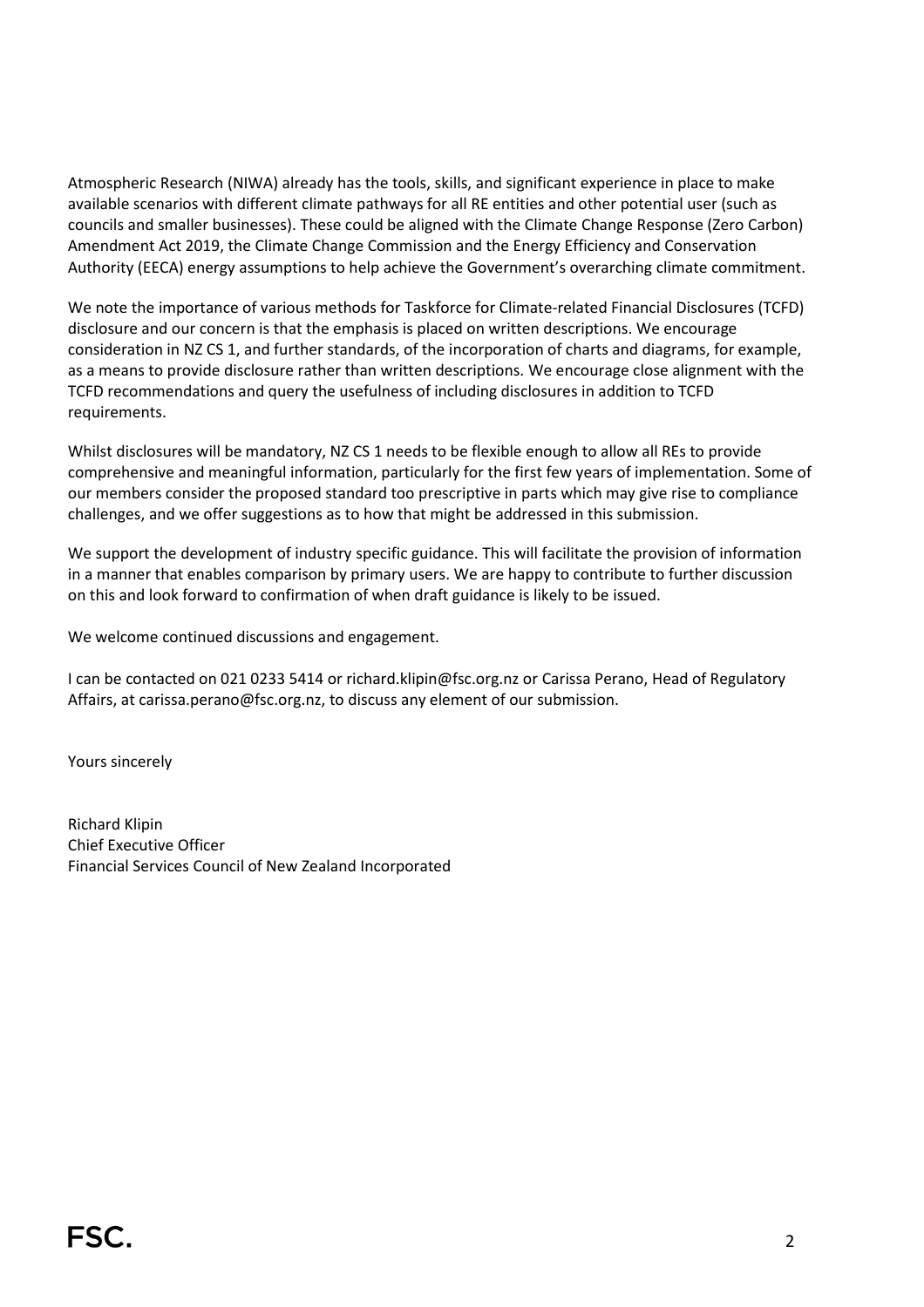Atmospheric Research (NIWA) already has the tools, skills, and significant experience in place to make available scenarios with different climate pathways for all RE entities and other potential user (such as councils and smaller businesses). These could be aligned with the Climate Change Response (Zero Carbon) Amendment Act 2019, the Climate Change Commission and the Energy Efficiency and Conservation Authority (EECA) energy assumptions to help achieve the Government's overarching climate commitment.

We note the importance of various methods for Taskforce for Climate-related Financial Disclosures (TCFD) disclosure and our concern is that the emphasis is placed on written descriptions. We encourage consideration in NZ CS 1, and further standards, of the incorporation of charts and diagrams, for example, as a means to provide disclosure rather than written descriptions. We encourage close alignment with the TCFD recommendations and query the usefulness of including disclosures in addition to TCFD requirements.

Whilst disclosures will be mandatory, NZ CS 1 needs to be flexible enough to allow all REs to provide comprehensive and meaningful information, particularly for the first few years of implementation. Some of our members consider the proposed standard too prescriptive in parts which may give rise to compliance challenges, and we offer suggestions as to how that might be addressed in this submission.

We support the development of industry specific guidance. This will facilitate the provision of information in a manner that enables comparison by primary users. We are happy to contribute to further discussion on this and look forward to confirmation of when draft guidance is likely to be issued.

We welcome continued discussions and engagement.

I can be contacted on 021 0233 5414 or richard.klipin@fsc.org.nz or Carissa Perano, Head of Regulatory Affairs, at carissa.perano@fsc.org.nz, to discuss any element of our submission.

Yours sincerely

Richard Klipin  
Chief Executive Officer  
Financial Services Council of New Zealand Incorporated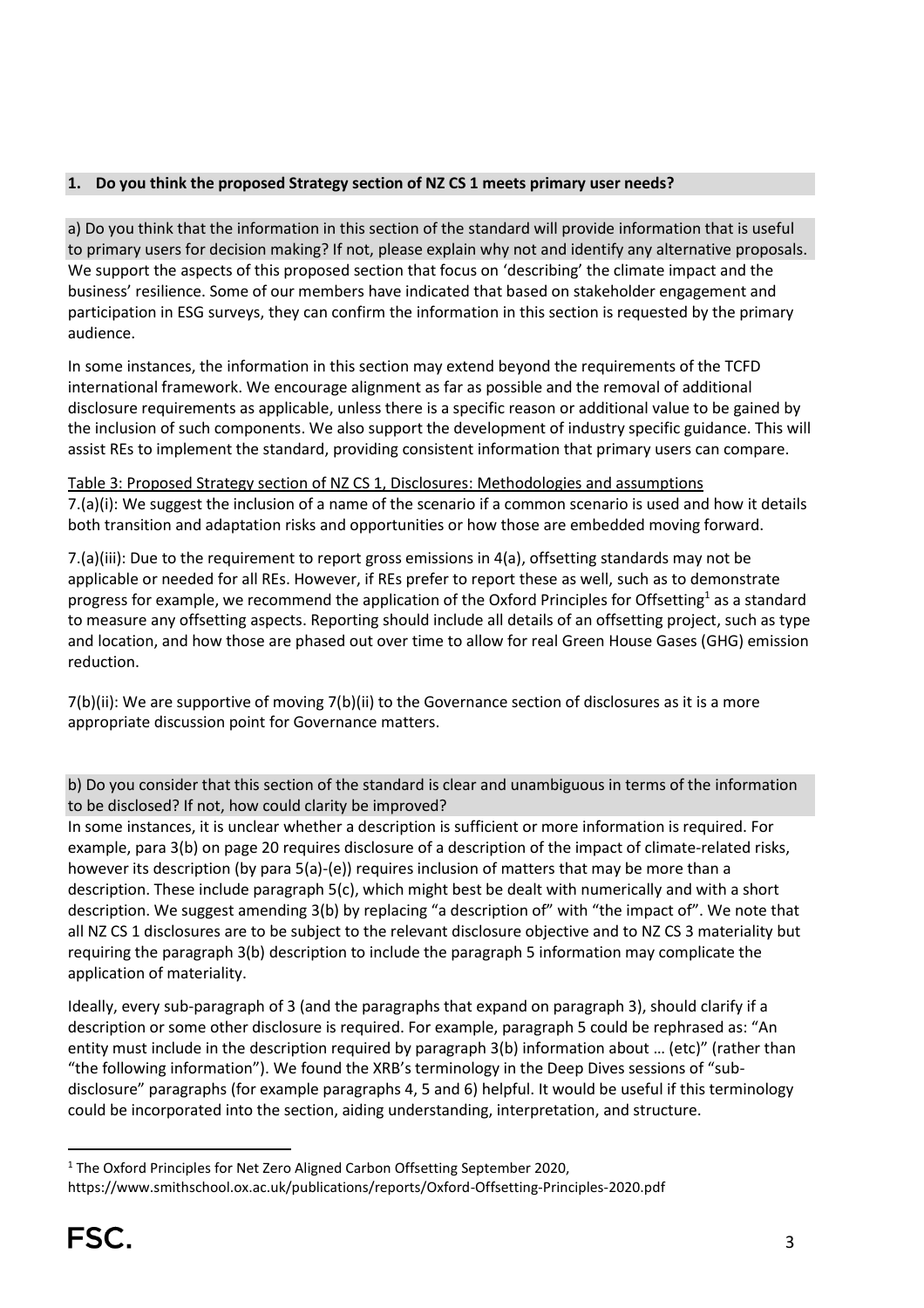**1. Do you think the proposed Strategy section of NZ CS 1 meets primary user needs?**

a) Do you think that the information in this section of the standard will provide information that is useful to primary users for decision making? If not, please explain why not and identify any alternative proposals.

We support the aspects of this proposed section that focus on 'describing' the climate impact and the business' resilience. Some of our members have indicated that based on stakeholder engagement and participation in ESG surveys, they can confirm the information in this section is requested by the primary audience.

In some instances, the information in this section may extend beyond the requirements of the TCFD international framework. We encourage alignment as far as possible and the removal of additional disclosure requirements as applicable, unless there is a specific reason or additional value to be gained by the inclusion of such components. We also support the development of industry specific guidance. This will assist REs to implement the standard, providing consistent information that primary users can compare.

Table 3: Proposed Strategy section of NZ CS 1, Disclosures: Methodologies and assumptions

7.(a)(i): We suggest the inclusion of a name of the scenario if a common scenario is used and how it details both transition and adaptation risks and opportunities or how those are embedded moving forward.

7.(a)(iii): Due to the requirement to report gross emissions in 4(a), offsetting standards may not be applicable or needed for all REs. However, if REs prefer to report these as well, such as to demonstrate progress for example, we recommend the application of the Oxford Principles for Offsetting[1] as a standard to measure any offsetting aspects. Reporting should include all details of an offsetting project, such as type and location, and how those are phased out over time to allow for real Green House Gases (GHG) emission reduction.

7(b)(ii): We are supportive of moving 7(b)(ii) to the Governance section of disclosures as it is a more appropriate discussion point for Governance matters.

b) Do you consider that this section of the standard is clear and unambiguous in terms of the information to be disclosed? If not, how could clarity be improved?

In some instances, it is unclear whether a description is sufficient or more information is required. For example, para 3(b) on page 20 requires disclosure of a description of the impact of climate-related risks, however its description (by para 5(a)-(e)) requires inclusion of matters that may be more than a description. These include paragraph 5(c), which might best be dealt with numerically and with a short description. We suggest amending 3(b) by replacing "a description of" with "the impact of". We note that all NZ CS 1 disclosures are to be subject to the relevant disclosure objective and to NZ CS 3 materiality but requiring the paragraph 3(b) description to include the paragraph 5 information may complicate the application of materiality.

Ideally, every sub-paragraph of 3 (and the paragraphs that expand on paragraph 3), should clarify if a description or some other disclosure is required. For example, paragraph 5 could be rephrased as: "An entity must include in the description required by paragraph 3(b) information about … (etc)" (rather than "the following information"). We found the XRB's terminology in the Deep Dives sessions of "sub-disclosure" paragraphs (for example paragraphs 4, 5 and 6) helpful. It would be useful if this terminology could be incorporated into the section, aiding understanding, interpretation, and structure.

---

[1] The Oxford Principles for Net Zero Aligned Carbon Offsetting September 2020, https://www.smithschool.ox.ac.uk/publications/reports/Oxford-Offsetting-Principles-2020.pdf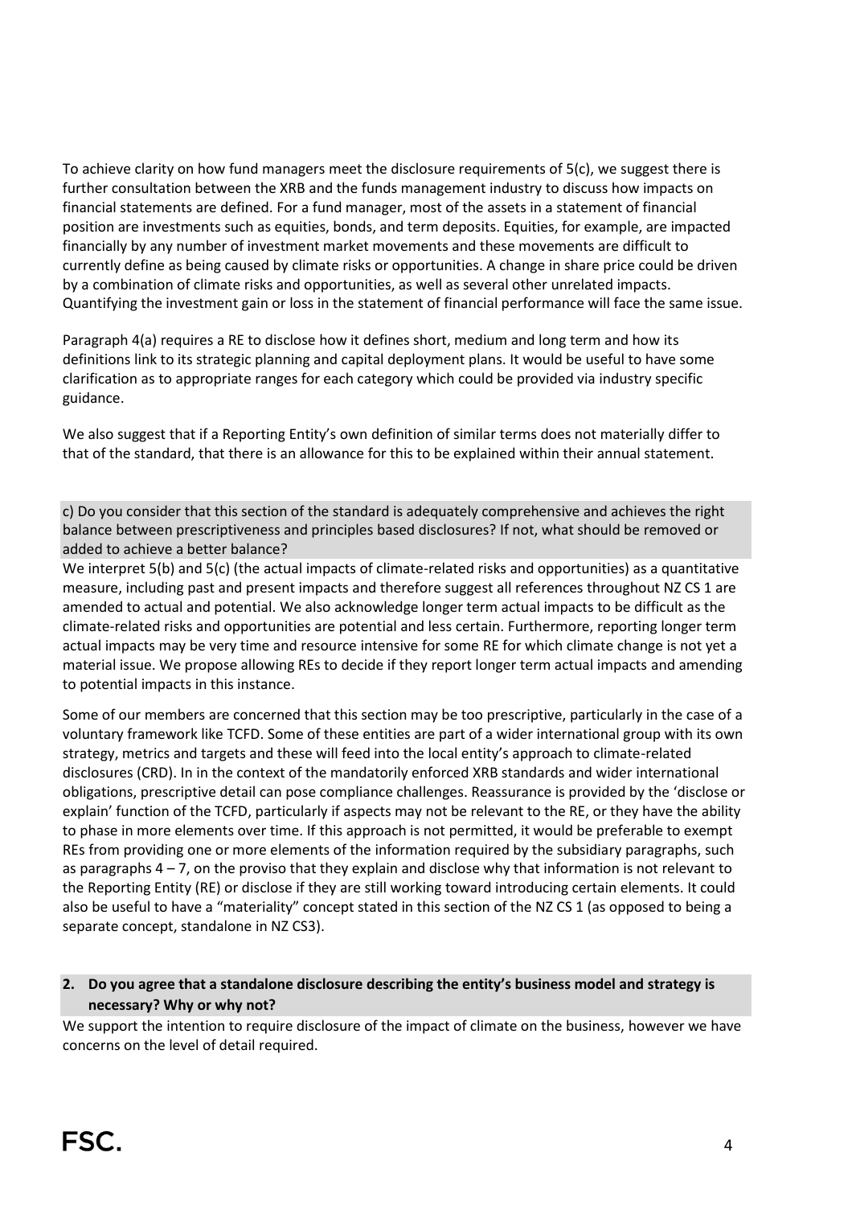To achieve clarity on how fund managers meet the disclosure requirements of 5(c), we suggest there is further consultation between the XRB and the funds management industry to discuss how impacts on financial statements are defined. For a fund manager, most of the assets in a statement of financial position are investments such as equities, bonds, and term deposits. Equities, for example, are impacted financially by any number of investment market movements and these movements are difficult to currently define as being caused by climate risks or opportunities. A change in share price could be driven by a combination of climate risks and opportunities, as well as several other unrelated impacts. Quantifying the investment gain or loss in the statement of financial performance will face the same issue.

Paragraph 4(a) requires a RE to disclose how it defines short, medium and long term and how its definitions link to its strategic planning and capital deployment plans. It would be useful to have some clarification as to appropriate ranges for each category which could be provided via industry specific guidance.

We also suggest that if a Reporting Entity's own definition of similar terms does not materially differ to that of the standard, that there is an allowance for this to be explained within their annual statement.

c) Do you consider that this section of the standard is adequately comprehensive and achieves the right balance between prescriptiveness and principles based disclosures? If not, what should be removed or added to achieve a better balance?

We interpret 5(b) and 5(c) (the actual impacts of climate-related risks and opportunities) as a quantitative measure, including past and present impacts and therefore suggest all references throughout NZ CS 1 are amended to actual and potential. We also acknowledge longer term actual impacts to be difficult as the climate-related risks and opportunities are potential and less certain. Furthermore, reporting longer term actual impacts may be very time and resource intensive for some RE for which climate change is not yet a material issue. We propose allowing REs to decide if they report longer term actual impacts and amending to potential impacts in this instance.

Some of our members are concerned that this section may be too prescriptive, particularly in the case of a voluntary framework like TCFD. Some of these entities are part of a wider international group with its own strategy, metrics and targets and these will feed into the local entity's approach to climate-related disclosures (CRD). In in the context of the mandatorily enforced XRB standards and wider international obligations, prescriptive detail can pose compliance challenges. Reassurance is provided by the 'disclose or explain' function of the TCFD, particularly if aspects may not be relevant to the RE, or they have the ability to phase in more elements over time. If this approach is not permitted, it would be preferable to exempt REs from providing one or more elements of the information required by the subsidiary paragraphs, such as paragraphs 4 – 7, on the proviso that they explain and disclose why that information is not relevant to the Reporting Entity (RE) or disclose if they are still working toward introducing certain elements. It could also be useful to have a "materiality" concept stated in this section of the NZ CS 1 (as opposed to being a separate concept, standalone in NZ CS3).

**2. Do you agree that a standalone disclosure describing the entity's business model and strategy is necessary? Why or why not?**

We support the intention to require disclosure of the impact of climate on the business, however we have concerns on the level of detail required.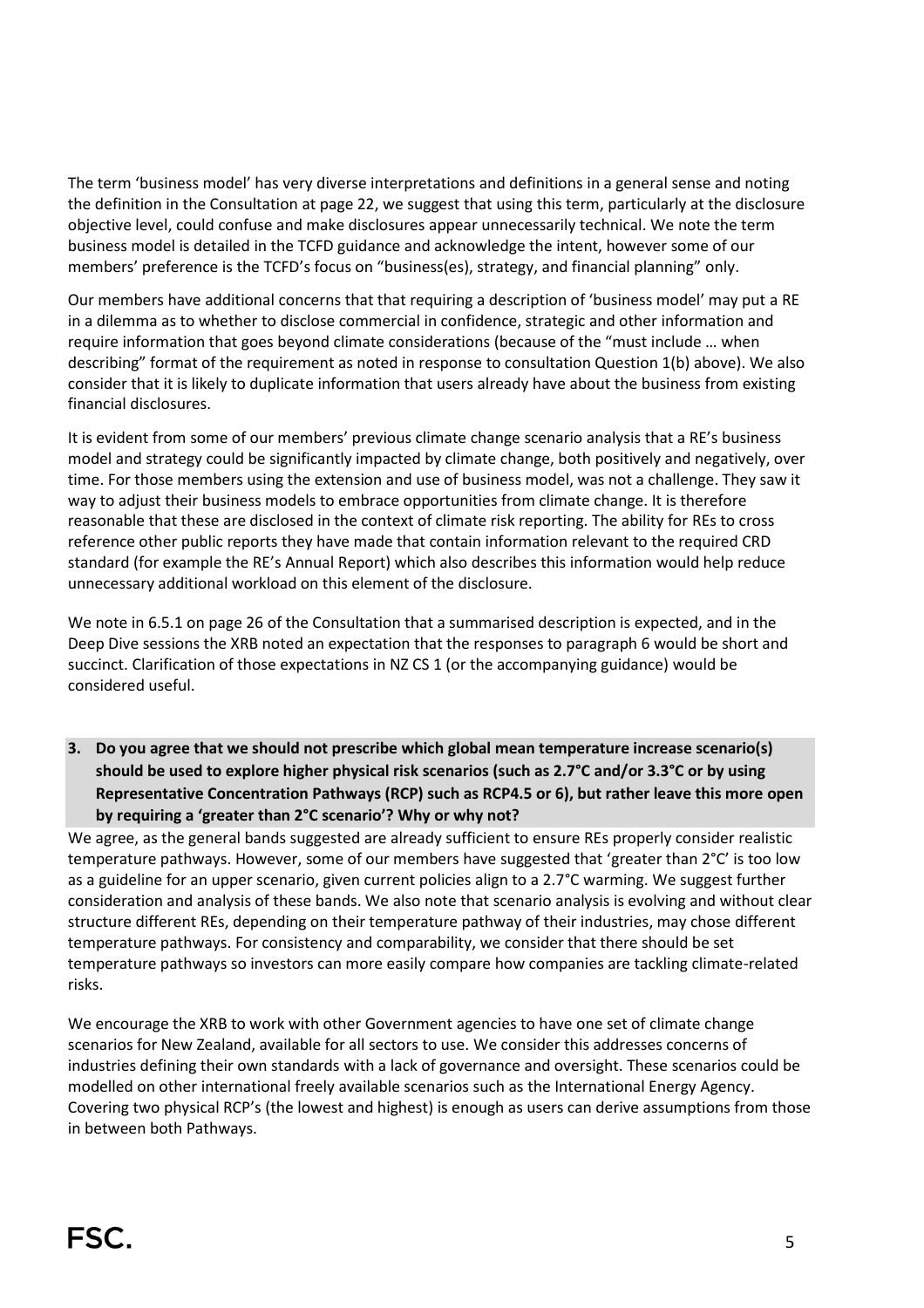The term 'business model' has very diverse interpretations and definitions in a general sense and noting the definition in the Consultation at page 22, we suggest that using this term, particularly at the disclosure objective level, could confuse and make disclosures appear unnecessarily technical. We note the term business model is detailed in the TCFD guidance and acknowledge the intent, however some of our members' preference is the TCFD's focus on "business(es), strategy, and financial planning" only.

Our members have additional concerns that that requiring a description of 'business model' may put a RE in a dilemma as to whether to disclose commercial in confidence, strategic and other information and require information that goes beyond climate considerations (because of the "must include … when describing" format of the requirement as noted in response to consultation Question 1(b) above). We also consider that it is likely to duplicate information that users already have about the business from existing financial disclosures.

It is evident from some of our members' previous climate change scenario analysis that a RE's business model and strategy could be significantly impacted by climate change, both positively and negatively, over time. For those members using the extension and use of business model, was not a challenge. They saw it way to adjust their business models to embrace opportunities from climate change. It is therefore reasonable that these are disclosed in the context of climate risk reporting. The ability for REs to cross reference other public reports they have made that contain information relevant to the required CRD standard (for example the RE's Annual Report) which also describes this information would help reduce unnecessary additional workload on this element of the disclosure.

We note in 6.5.1 on page 26 of the Consultation that a summarised description is expected, and in the Deep Dive sessions the XRB noted an expectation that the responses to paragraph 6 would be short and succinct. Clarification of those expectations in NZ CS 1 (or the accompanying guidance) would be considered useful.

**3. Do you agree that we should not prescribe which global mean temperature increase scenario(s) should be used to explore higher physical risk scenarios (such as 2.7°C and/or 3.3°C or by using Representative Concentration Pathways (RCP) such as RCP4.5 or 6), but rather leave this more open by requiring a 'greater than 2°C scenario'? Why or why not?**

We agree, as the general bands suggested are already sufficient to ensure REs properly consider realistic temperature pathways. However, some of our members have suggested that 'greater than 2°C' is too low as a guideline for an upper scenario, given current policies align to a 2.7°C warming. We suggest further consideration and analysis of these bands. We also note that scenario analysis is evolving and without clear structure different REs, depending on their temperature pathway of their industries, may chose different temperature pathways. For consistency and comparability, we consider that there should be set temperature pathways so investors can more easily compare how companies are tackling climate-related risks.

We encourage the XRB to work with other Government agencies to have one set of climate change scenarios for New Zealand, available for all sectors to use. We consider this addresses concerns of industries defining their own standards with a lack of governance and oversight. These scenarios could be modelled on other international freely available scenarios such as the International Energy Agency. Covering two physical RCP's (the lowest and highest) is enough as users can derive assumptions from those in between both Pathways.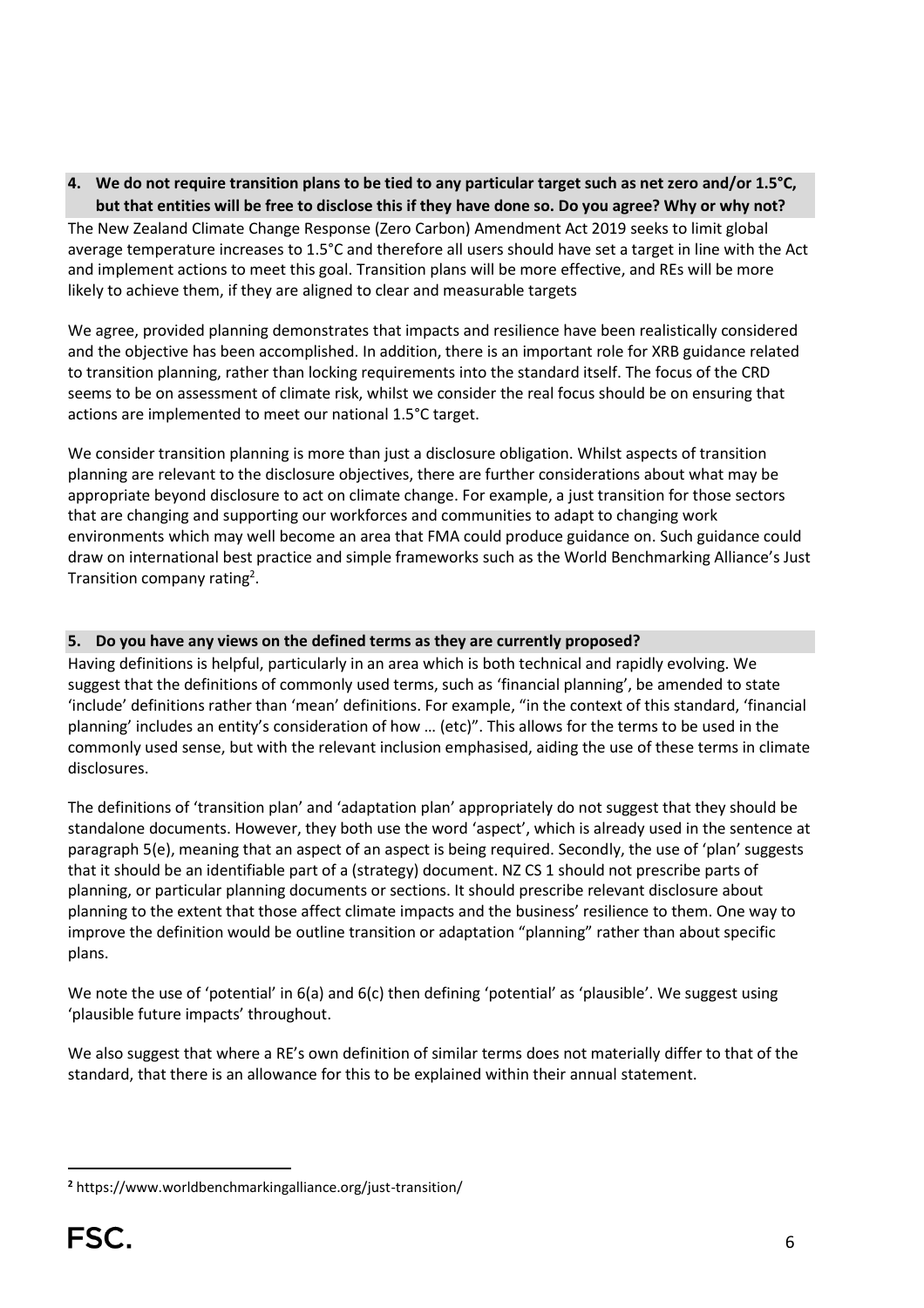**4. We do not require transition plans to be tied to any particular target such as net zero and/or 1.5°C, but that entities will be free to disclose this if they have done so. Do you agree? Why or why not?**

The New Zealand Climate Change Response (Zero Carbon) Amendment Act 2019 seeks to limit global average temperature increases to 1.5°C and therefore all users should have set a target in line with the Act and implement actions to meet this goal. Transition plans will be more effective, and REs will be more likely to achieve them, if they are aligned to clear and measurable targets

We agree, provided planning demonstrates that impacts and resilience have been realistically considered and the objective has been accomplished. In addition, there is an important role for XRB guidance related to transition planning, rather than locking requirements into the standard itself. The focus of the CRD seems to be on assessment of climate risk, whilst we consider the real focus should be on ensuring that actions are implemented to meet our national 1.5°C target.

We consider transition planning is more than just a disclosure obligation. Whilst aspects of transition planning are relevant to the disclosure objectives, there are further considerations about what may be appropriate beyond disclosure to act on climate change. For example, a just transition for those sectors that are changing and supporting our workforces and communities to adapt to changing work environments which may well become an area that FMA could produce guidance on. Such guidance could draw on international best practice and simple frameworks such as the World Benchmarking Alliance's Just Transition company rating[2].

**5. Do you have any views on the defined terms as they are currently proposed?**

Having definitions is helpful, particularly in an area which is both technical and rapidly evolving. We suggest that the definitions of commonly used terms, such as 'financial planning', be amended to state 'include' definitions rather than 'mean' definitions. For example, "in the context of this standard, 'financial planning' includes an entity's consideration of how … (etc)". This allows for the terms to be used in the commonly used sense, but with the relevant inclusion emphasised, aiding the use of these terms in climate disclosures.

The definitions of 'transition plan' and 'adaptation plan' appropriately do not suggest that they should be standalone documents. However, they both use the word 'aspect', which is already used in the sentence at paragraph 5(e), meaning that an aspect of an aspect is being required. Secondly, the use of 'plan' suggests that it should be an identifiable part of a (strategy) document. NZ CS 1 should not prescribe parts of planning, or particular planning documents or sections. It should prescribe relevant disclosure about planning to the extent that those affect climate impacts and the business' resilience to them. One way to improve the definition would be outline transition or adaptation "planning" rather than about specific plans.

We note the use of 'potential' in 6(a) and 6(c) then defining 'potential' as 'plausible'. We suggest using 'plausible future impacts' throughout.

We also suggest that where a RE's own definition of similar terms does not materially differ to that of the standard, that there is an allowance for this to be explained within their annual statement.

---

[2] https://www.worldbenchmarkingalliance.org/just-transition/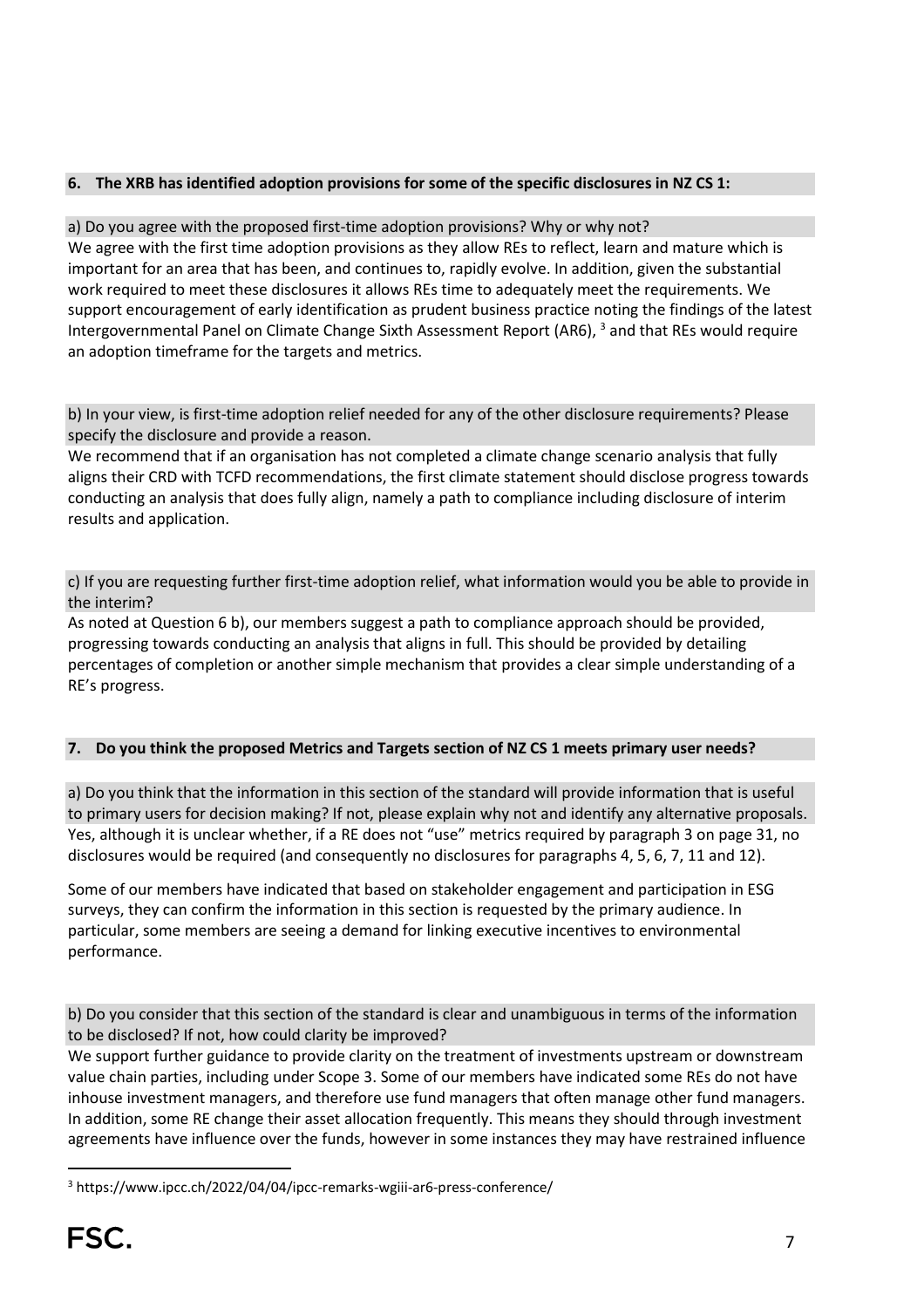**6. The XRB has identified adoption provisions for some of the specific disclosures in NZ CS 1:**

a) Do you agree with the proposed first-time adoption provisions? Why or why not?

We agree with the first time adoption provisions as they allow REs to reflect, learn and mature which is important for an area that has been, and continues to, rapidly evolve. In addition, given the substantial work required to meet these disclosures it allows REs time to adequately meet the requirements. We support encouragement of early identification as prudent business practice noting the findings of the latest Intergovernmental Panel on Climate Change Sixth Assessment Report (AR6), [3] and that REs would require an adoption timeframe for the targets and metrics.

b) In your view, is first-time adoption relief needed for any of the other disclosure requirements? Please specify the disclosure and provide a reason.

We recommend that if an organisation has not completed a climate change scenario analysis that fully aligns their CRD with TCFD recommendations, the first climate statement should disclose progress towards conducting an analysis that does fully align, namely a path to compliance including disclosure of interim results and application.

c) If you are requesting further first-time adoption relief, what information would you be able to provide in the interim?

As noted at Question 6 b), our members suggest a path to compliance approach should be provided, progressing towards conducting an analysis that aligns in full. This should be provided by detailing percentages of completion or another simple mechanism that provides a clear simple understanding of a RE's progress.

**7. Do you think the proposed Metrics and Targets section of NZ CS 1 meets primary user needs?**

a) Do you think that the information in this section of the standard will provide information that is useful to primary users for decision making? If not, please explain why not and identify any alternative proposals.

Yes, although it is unclear whether, if a RE does not "use" metrics required by paragraph 3 on page 31, no disclosures would be required (and consequently no disclosures for paragraphs 4, 5, 6, 7, 11 and 12).

Some of our members have indicated that based on stakeholder engagement and participation in ESG surveys, they can confirm the information in this section is requested by the primary audience. In particular, some members are seeing a demand for linking executive incentives to environmental performance.

b) Do you consider that this section of the standard is clear and unambiguous in terms of the information to be disclosed? If not, how could clarity be improved?

We support further guidance to provide clarity on the treatment of investments upstream or downstream value chain parties, including under Scope 3. Some of our members have indicated some REs do not have inhouse investment managers, and therefore use fund managers that often manage other fund managers. In addition, some RE change their asset allocation frequently. This means they should through investment agreements have influence over the funds, however in some instances they may have restrained influence

[3] https://www.ipcc.ch/2022/04/04/ipcc-remarks-wgiii-ar6-press-conference/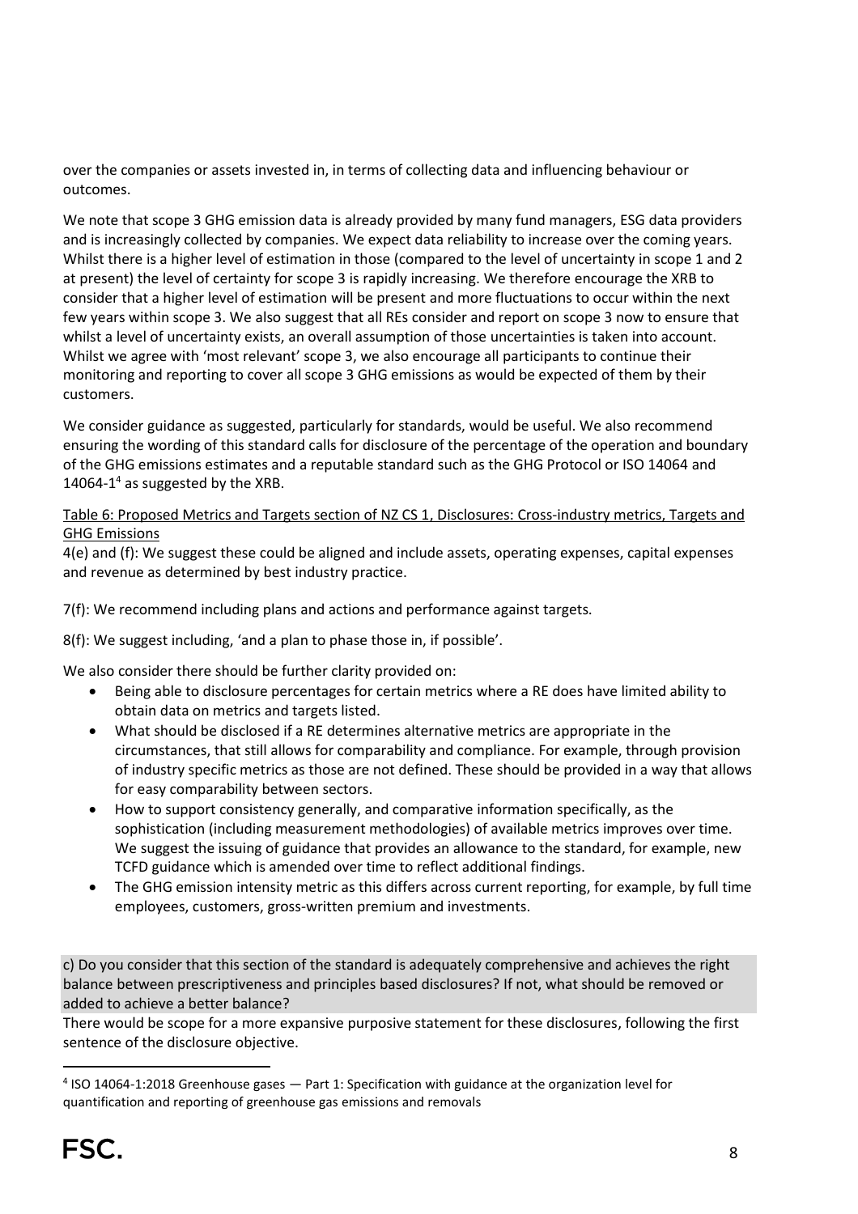over the companies or assets invested in, in terms of collecting data and influencing behaviour or outcomes.

We note that scope 3 GHG emission data is already provided by many fund managers, ESG data providers and is increasingly collected by companies. We expect data reliability to increase over the coming years. Whilst there is a higher level of estimation in those (compared to the level of uncertainty in scope 1 and 2 at present) the level of certainty for scope 3 is rapidly increasing. We therefore encourage the XRB to consider that a higher level of estimation will be present and more fluctuations to occur within the next few years within scope 3. We also suggest that all REs consider and report on scope 3 now to ensure that whilst a level of uncertainty exists, an overall assumption of those uncertainties is taken into account. Whilst we agree with 'most relevant' scope 3, we also encourage all participants to continue their monitoring and reporting to cover all scope 3 GHG emissions as would be expected of them by their customers.

We consider guidance as suggested, particularly for standards, would be useful. We also recommend ensuring the wording of this standard calls for disclosure of the percentage of the operation and boundary of the GHG emissions estimates and a reputable standard such as the GHG Protocol or ISO 14064 and 14064-1[4] as suggested by the XRB.

Table 6: Proposed Metrics and Targets section of NZ CS 1, Disclosures: Cross-industry metrics, Targets and GHG Emissions

4(e) and (f): We suggest these could be aligned and include assets, operating expenses, capital expenses and revenue as determined by best industry practice.

7(f): We recommend including plans and actions and performance against targets.

8(f): We suggest including, 'and a plan to phase those in, if possible'.

We also consider there should be further clarity provided on:

- Being able to disclosure percentages for certain metrics where a RE does have limited ability to obtain data on metrics and targets listed.
- What should be disclosed if a RE determines alternative metrics are appropriate in the circumstances, that still allows for comparability and compliance. For example, through provision of industry specific metrics as those are not defined. These should be provided in a way that allows for easy comparability between sectors.
- How to support consistency generally, and comparative information specifically, as the sophistication (including measurement methodologies) of available metrics improves over time. We suggest the issuing of guidance that provides an allowance to the standard, for example, new TCFD guidance which is amended over time to reflect additional findings.
- The GHG emission intensity metric as this differs across current reporting, for example, by full time employees, customers, gross-written premium and investments.

c) Do you consider that this section of the standard is adequately comprehensive and achieves the right balance between prescriptiveness and principles based disclosures? If not, what should be removed or added to achieve a better balance?

There would be scope for a more expansive purposive statement for these disclosures, following the first sentence of the disclosure objective.

[4] ISO 14064-1:2018 Greenhouse gases — Part 1: Specification with guidance at the organization level for quantification and reporting of greenhouse gas emissions and removals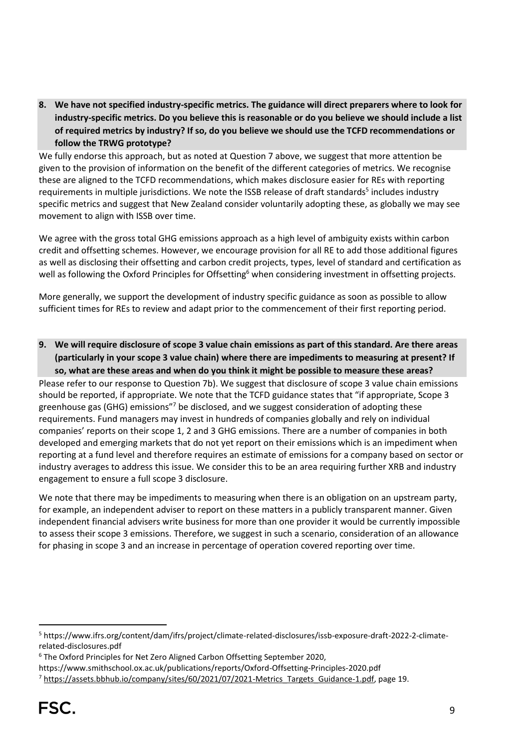**8. We have not specified industry-specific metrics. The guidance will direct preparers where to look for industry-specific metrics. Do you believe this is reasonable or do you believe we should include a list of required metrics by industry? If so, do you believe we should use the TCFD recommendations or follow the TRWG prototype?**

We fully endorse this approach, but as noted at Question 7 above, we suggest that more attention be given to the provision of information on the benefit of the different categories of metrics. We recognise these are aligned to the TCFD recommendations, which makes disclosure easier for REs with reporting requirements in multiple jurisdictions. We note the ISSB release of draft standards[5] includes industry specific metrics and suggest that New Zealand consider voluntarily adopting these, as globally we may see movement to align with ISSB over time.

We agree with the gross total GHG emissions approach as a high level of ambiguity exists within carbon credit and offsetting schemes. However, we encourage provision for all RE to add those additional figures as well as disclosing their offsetting and carbon credit projects, types, level of standard and certification as well as following the Oxford Principles for Offsetting[6] when considering investment in offsetting projects.

More generally, we support the development of industry specific guidance as soon as possible to allow sufficient times for REs to review and adapt prior to the commencement of their first reporting period.

**9. We will require disclosure of scope 3 value chain emissions as part of this standard. Are there areas (particularly in your scope 3 value chain) where there are impediments to measuring at present? If so, what are these areas and when do you think it might be possible to measure these areas?**

Please refer to our response to Question 7b). We suggest that disclosure of scope 3 value chain emissions should be reported, if appropriate. We note that the TCFD guidance states that "if appropriate, Scope 3 greenhouse gas (GHG) emissions"[7] be disclosed, and we suggest consideration of adopting these requirements. Fund managers may invest in hundreds of companies globally and rely on individual companies' reports on their scope 1, 2 and 3 GHG emissions. There are a number of companies in both developed and emerging markets that do not yet report on their emissions which is an impediment when reporting at a fund level and therefore requires an estimate of emissions for a company based on sector or industry averages to address this issue. We consider this to be an area requiring further XRB and industry engagement to ensure a full scope 3 disclosure.

We note that there may be impediments to measuring when there is an obligation on an upstream party, for example, an independent adviser to report on these matters in a publicly transparent manner. Given independent financial advisers write business for more than one provider it would be currently impossible to assess their scope 3 emissions. Therefore, we suggest in such a scenario, consideration of an allowance for phasing in scope 3 and an increase in percentage of operation covered reporting over time.

---

[5] https://www.ifrs.org/content/dam/ifrs/project/climate-related-disclosures/issb-exposure-draft-2022-2-climate-related-disclosures.pdf

[6] The Oxford Principles for Net Zero Aligned Carbon Offsetting September 2020, https://www.smithschool.ox.ac.uk/publications/reports/Oxford-Offsetting-Principles-2020.pdf

[7] https://assets.bbhub.io/company/sites/60/2021/07/2021-Metrics_Targets_Guidance-1.pdf, page 19.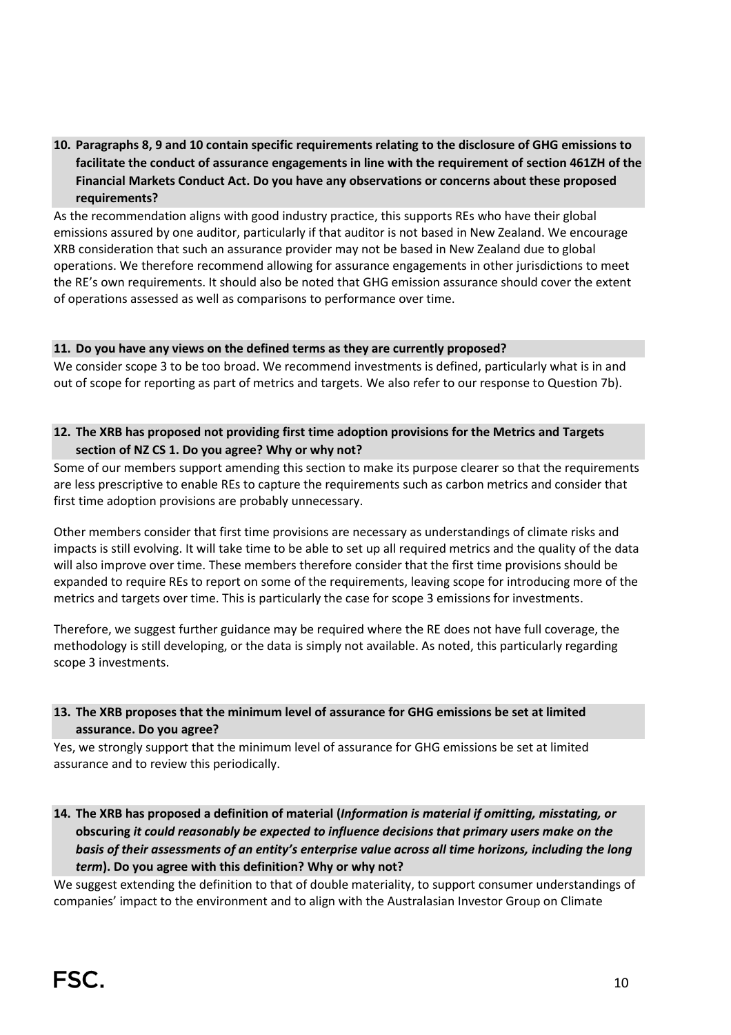**10. Paragraphs 8, 9 and 10 contain specific requirements relating to the disclosure of GHG emissions to facilitate the conduct of assurance engagements in line with the requirement of section 461ZH of the Financial Markets Conduct Act. Do you have any observations or concerns about these proposed requirements?**

As the recommendation aligns with good industry practice, this supports REs who have their global emissions assured by one auditor, particularly if that auditor is not based in New Zealand. We encourage XRB consideration that such an assurance provider may not be based in New Zealand due to global operations. We therefore recommend allowing for assurance engagements in other jurisdictions to meet the RE's own requirements. It should also be noted that GHG emission assurance should cover the extent of operations assessed as well as comparisons to performance over time.

**11. Do you have any views on the defined terms as they are currently proposed?**

We consider scope 3 to be too broad. We recommend investments is defined, particularly what is in and out of scope for reporting as part of metrics and targets. We also refer to our response to Question 7b).

**12. The XRB has proposed not providing first time adoption provisions for the Metrics and Targets section of NZ CS 1. Do you agree? Why or why not?**

Some of our members support amending this section to make its purpose clearer so that the requirements are less prescriptive to enable REs to capture the requirements such as carbon metrics and consider that first time adoption provisions are probably unnecessary.

Other members consider that first time provisions are necessary as understandings of climate risks and impacts is still evolving. It will take time to be able to set up all required metrics and the quality of the data will also improve over time. These members therefore consider that the first time provisions should be expanded to require REs to report on some of the requirements, leaving scope for introducing more of the metrics and targets over time. This is particularly the case for scope 3 emissions for investments.

Therefore, we suggest further guidance may be required where the RE does not have full coverage, the methodology is still developing, or the data is simply not available. As noted, this particularly regarding scope 3 investments.

**13. The XRB proposes that the minimum level of assurance for GHG emissions be set at limited assurance. Do you agree?**

Yes, we strongly support that the minimum level of assurance for GHG emissions be set at limited assurance and to review this periodically.

**14. The XRB has proposed a definition of material (*Information is material if omitting, misstating, or* obscuring *it could reasonably be expected to influence decisions that primary users make on the basis of their assessments of an entity's enterprise value across all time horizons, including the long term*). Do you agree with this definition? Why or why not?**

We suggest extending the definition to that of double materiality, to support consumer understandings of companies' impact to the environment and to align with the Australasian Investor Group on Climate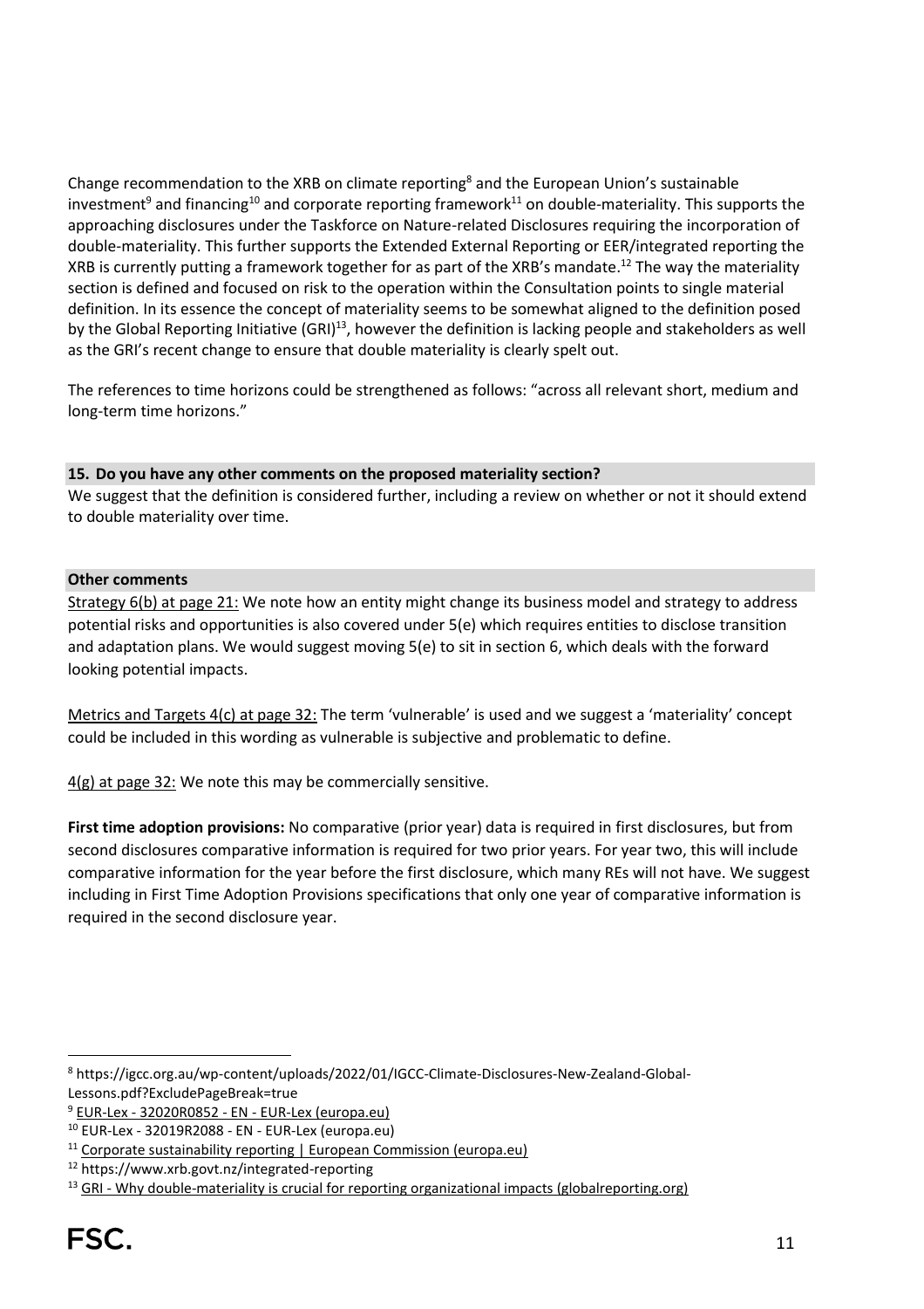Change recommendation to the XRB on climate reporting[8] and the European Union's sustainable investment[9] and financing[10] and corporate reporting framework[11] on double-materiality. This supports the approaching disclosures under the Taskforce on Nature-related Disclosures requiring the incorporation of double-materiality. This further supports the Extended External Reporting or EER/integrated reporting the XRB is currently putting a framework together for as part of the XRB's mandate.[12] The way the materiality section is defined and focused on risk to the operation within the Consultation points to single material definition. In its essence the concept of materiality seems to be somewhat aligned to the definition posed by the Global Reporting Initiative (GRI)[13], however the definition is lacking people and stakeholders as well as the GRI's recent change to ensure that double materiality is clearly spelt out.

The references to time horizons could be strengthened as follows: "across all relevant short, medium and long-term time horizons."

**15. Do you have any other comments on the proposed materiality section?**

We suggest that the definition is considered further, including a review on whether or not it should extend to double materiality over time.

**Other comments**

Strategy 6(b) at page 21: We note how an entity might change its business model and strategy to address potential risks and opportunities is also covered under 5(e) which requires entities to disclose transition and adaptation plans. We would suggest moving 5(e) to sit in section 6, which deals with the forward looking potential impacts.

Metrics and Targets 4(c) at page 32: The term 'vulnerable' is used and we suggest a 'materiality' concept could be included in this wording as vulnerable is subjective and problematic to define.

4(g) at page 32: We note this may be commercially sensitive.

**First time adoption provisions:** No comparative (prior year) data is required in first disclosures, but from second disclosures comparative information is required for two prior years. For year two, this will include comparative information for the year before the first disclosure, which many REs will not have. We suggest including in First Time Adoption Provisions specifications that only one year of comparative information is required in the second disclosure year.

---

[8] https://igcc.org.au/wp-content/uploads/2022/01/IGCC-Climate-Disclosures-New-Zealand-Global-Lessons.pdf?ExcludePageBreak=true

[9] EUR-Lex - 32020R0852 - EN - EUR-Lex (europa.eu)

[10] EUR-Lex - 32019R2088 - EN - EUR-Lex (europa.eu)

[11] Corporate sustainability reporting | European Commission (europa.eu)

[12] https://www.xrb.govt.nz/integrated-reporting

[13] GRI - Why double-materiality is crucial for reporting organizational impacts (globalreporting.org)